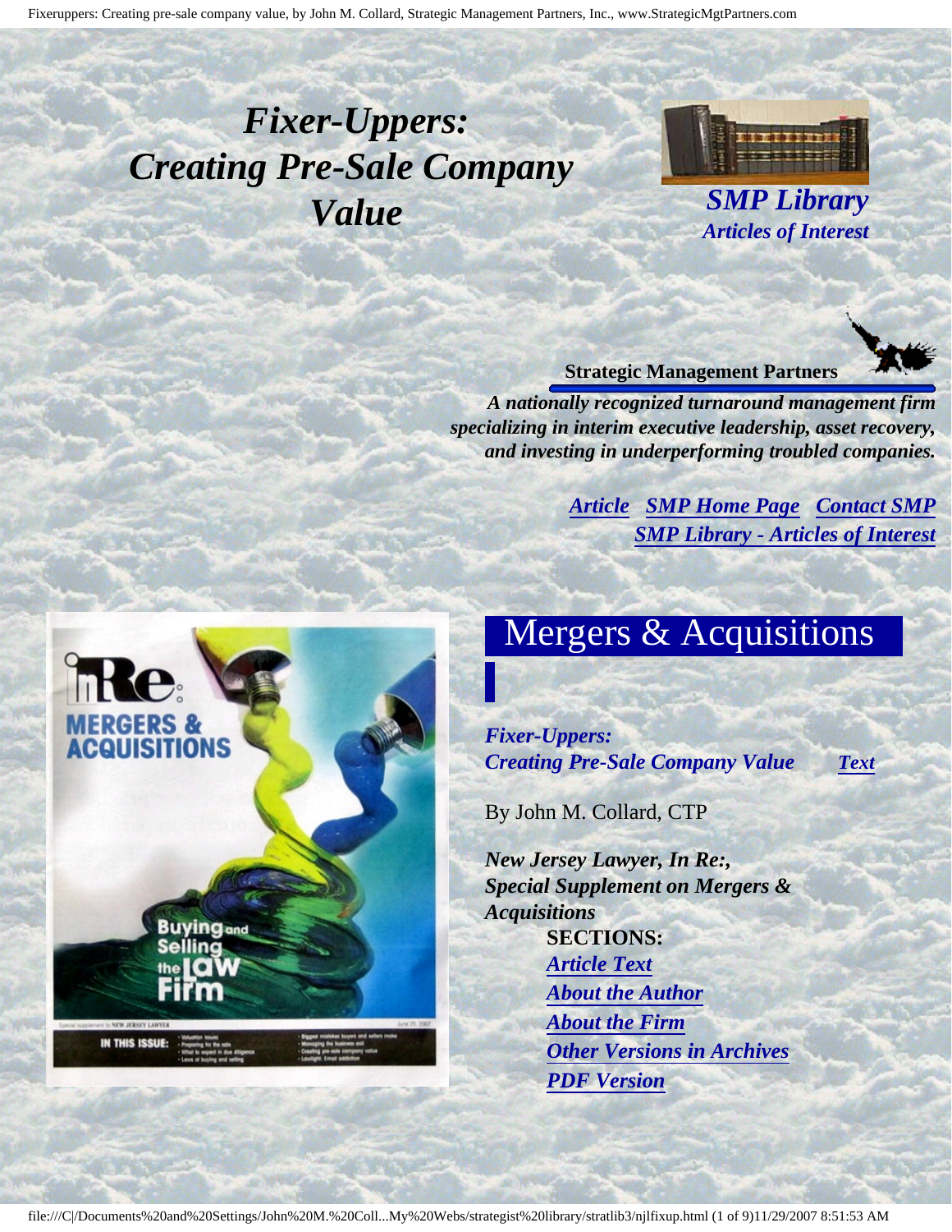# *Fixer-Uppers: Creating Pre-Sale Company Value*

***SMP Library***
***Articles of Interest***

**Strategic Management Partners**

***A nationally recognized turnaround management firm specializing in interim executive leadership, asset recovery, and investing in underperforming troubled companies.***

***Article*** ***SMP Home Page*** ***Contact SMP***
***SMP Library - Articles of Interest***

## Mergers & Acquisitions

***Fixer-Uppers: Creating Pre-Sale Company Value*** ***Text***

By John M. Collard, CTP

***New Jersey Lawyer, In Re:, Special Supplement on Mergers & Acquisitions***

**SECTIONS:**

- ***Article Text***
- ***About the Author***
- ***About the Firm***
- ***Other Versions in Archives***
- ***PDF Version***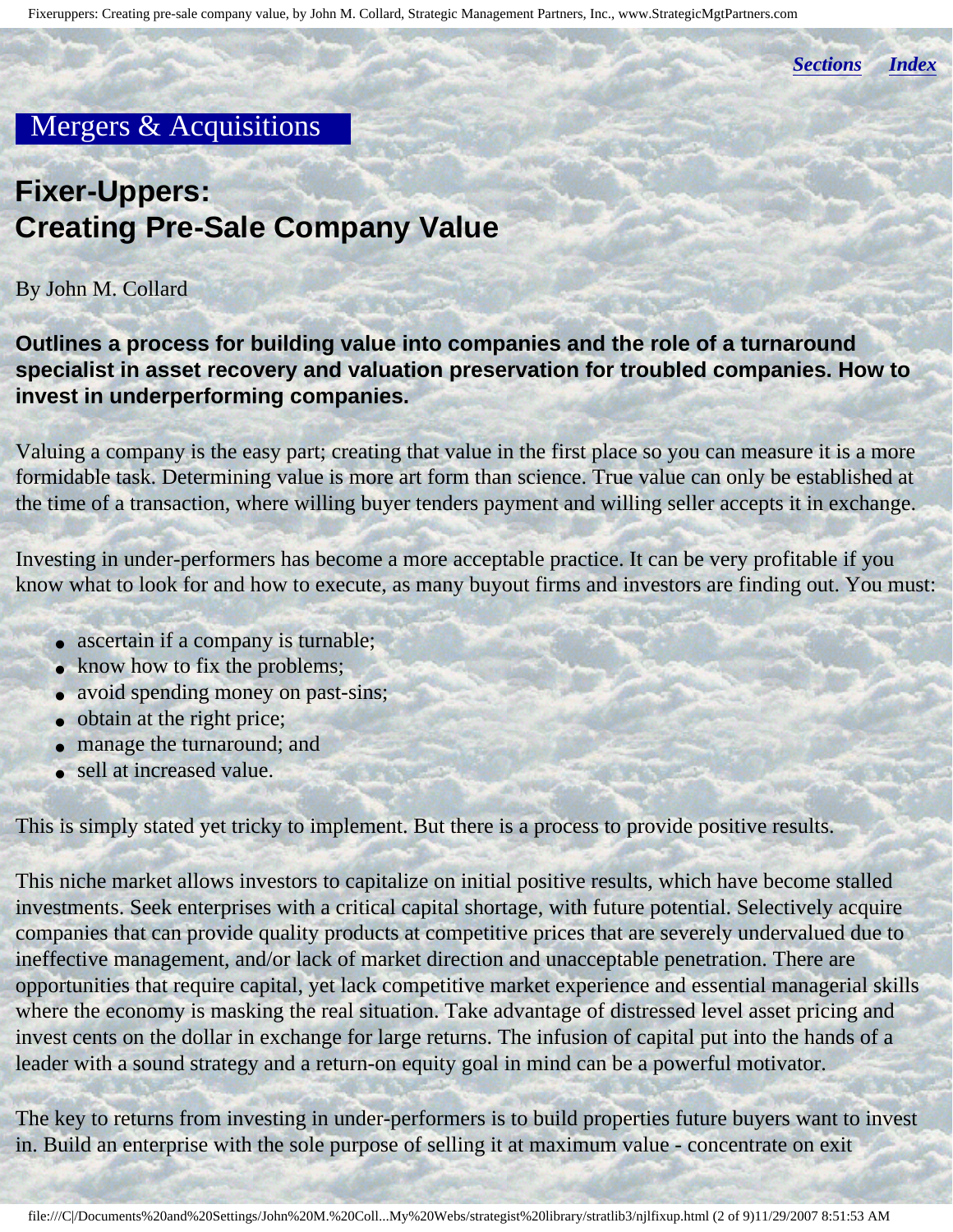*Sections* *Index*

## Mergers & Acquisitions

# Fixer-Uppers: Creating Pre-Sale Company Value

By John M. Collard

**Outlines a process for building value into companies and the role of a turnaround specialist in asset recovery and valuation preservation for troubled companies. How to invest in underperforming companies.**

Valuing a company is the easy part; creating that value in the first place so you can measure it is a more formidable task. Determining value is more art form than science. True value can only be established at the time of a transaction, where willing buyer tenders payment and willing seller accepts it in exchange.

Investing in under-performers has become a more acceptable practice. It can be very profitable if you know what to look for and how to execute, as many buyout firms and investors are finding out. You must:

- ascertain if a company is turnable;
- know how to fix the problems;
- avoid spending money on past-sins;
- obtain at the right price;
- manage the turnaround; and
- sell at increased value.

This is simply stated yet tricky to implement. But there is a process to provide positive results.

This niche market allows investors to capitalize on initial positive results, which have become stalled investments. Seek enterprises with a critical capital shortage, with future potential. Selectively acquire companies that can provide quality products at competitive prices that are severely undervalued due to ineffective management, and/or lack of market direction and unacceptable penetration. There are opportunities that require capital, yet lack competitive market experience and essential managerial skills where the economy is masking the real situation. Take advantage of distressed level asset pricing and invest cents on the dollar in exchange for large returns. The infusion of capital put into the hands of a leader with a sound strategy and a return-on equity goal in mind can be a powerful motivator.

The key to returns from investing in under-performers is to build properties future buyers want to invest in. Build an enterprise with the sole purpose of selling it at maximum value - concentrate on exit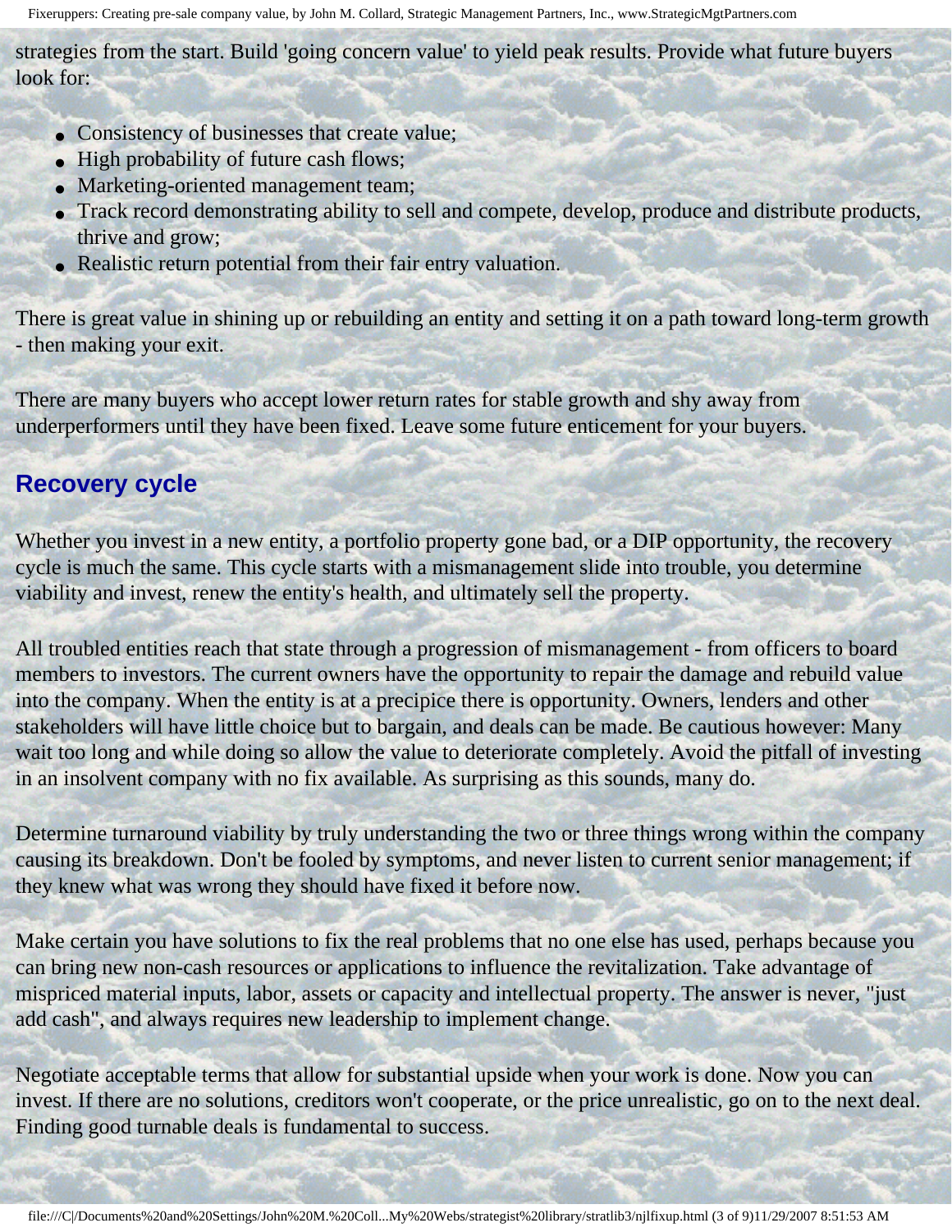strategies from the start. Build 'going concern value' to yield peak results. Provide what future buyers look for:

- Consistency of businesses that create value;
- High probability of future cash flows;
- Marketing-oriented management team;
- Track record demonstrating ability to sell and compete, develop, produce and distribute products, thrive and grow;
- Realistic return potential from their fair entry valuation.

There is great value in shining up or rebuilding an entity and setting it on a path toward long-term growth - then making your exit.

There are many buyers who accept lower return rates for stable growth and shy away from underperformers until they have been fixed. Leave some future enticement for your buyers.

## Recovery cycle

Whether you invest in a new entity, a portfolio property gone bad, or a DIP opportunity, the recovery cycle is much the same. This cycle starts with a mismanagement slide into trouble, you determine viability and invest, renew the entity's health, and ultimately sell the property.

All troubled entities reach that state through a progression of mismanagement - from officers to board members to investors. The current owners have the opportunity to repair the damage and rebuild value into the company. When the entity is at a precipice there is opportunity. Owners, lenders and other stakeholders will have little choice but to bargain, and deals can be made. Be cautious however: Many wait too long and while doing so allow the value to deteriorate completely. Avoid the pitfall of investing in an insolvent company with no fix available. As surprising as this sounds, many do.

Determine turnaround viability by truly understanding the two or three things wrong within the company causing its breakdown. Don't be fooled by symptoms, and never listen to current senior management; if they knew what was wrong they should have fixed it before now.

Make certain you have solutions to fix the real problems that no one else has used, perhaps because you can bring new non-cash resources or applications to influence the revitalization. Take advantage of mispriced material inputs, labor, assets or capacity and intellectual property. The answer is never, "just add cash", and always requires new leadership to implement change.

Negotiate acceptable terms that allow for substantial upside when your work is done. Now you can invest. If there are no solutions, creditors won't cooperate, or the price unrealistic, go on to the next deal. Finding good turnable deals is fundamental to success.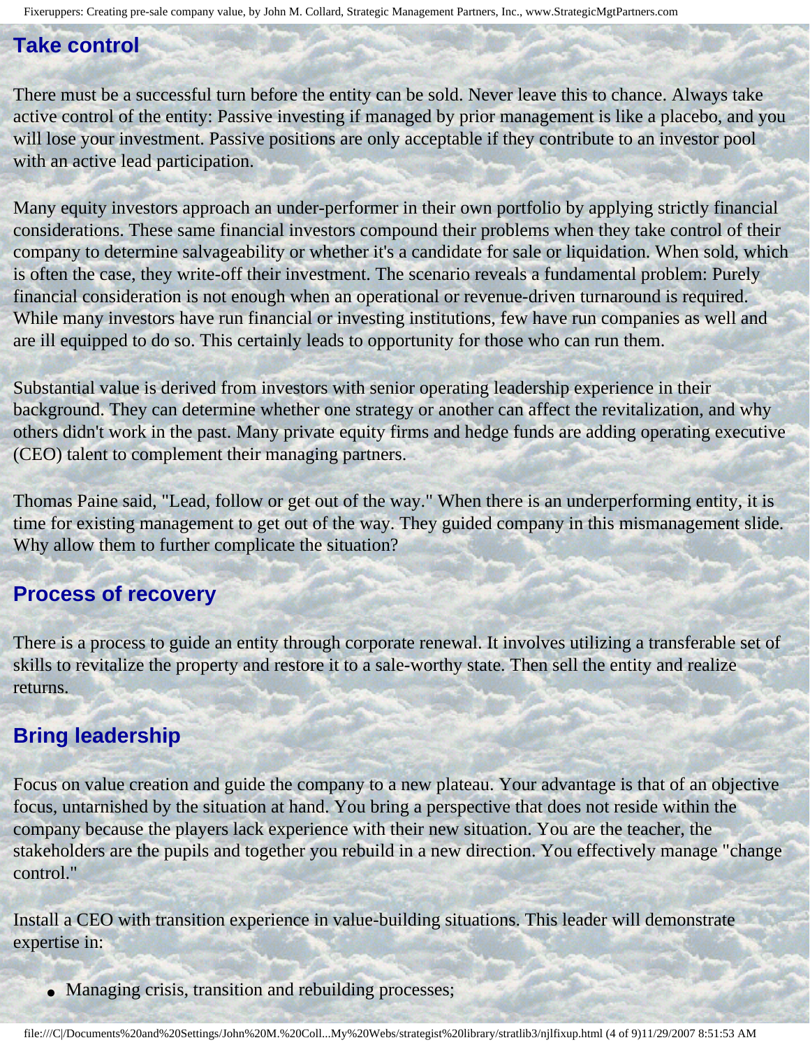## Take control

There must be a successful turn before the entity can be sold. Never leave this to chance. Always take active control of the entity: Passive investing if managed by prior management is like a placebo, and you will lose your investment. Passive positions are only acceptable if they contribute to an investor pool with an active lead participation.

Many equity investors approach an under-performer in their own portfolio by applying strictly financial considerations. These same financial investors compound their problems when they take control of their company to determine salvageability or whether it's a candidate for sale or liquidation. When sold, which is often the case, they write-off their investment. The scenario reveals a fundamental problem: Purely financial consideration is not enough when an operational or revenue-driven turnaround is required. While many investors have run financial or investing institutions, few have run companies as well and are ill equipped to do so. This certainly leads to opportunity for those who can run them.

Substantial value is derived from investors with senior operating leadership experience in their background. They can determine whether one strategy or another can affect the revitalization, and why others didn't work in the past. Many private equity firms and hedge funds are adding operating executive (CEO) talent to complement their managing partners.

Thomas Paine said, "Lead, follow or get out of the way." When there is an underperforming entity, it is time for existing management to get out of the way. They guided company in this mismanagement slide. Why allow them to further complicate the situation?

## Process of recovery

There is a process to guide an entity through corporate renewal. It involves utilizing a transferable set of skills to revitalize the property and restore it to a sale-worthy state. Then sell the entity and realize returns.

## Bring leadership

Focus on value creation and guide the company to a new plateau. Your advantage is that of an objective focus, untarnished by the situation at hand. You bring a perspective that does not reside within the company because the players lack experience with their new situation. You are the teacher, the stakeholders are the pupils and together you rebuild in a new direction. You effectively manage "change control."

Install a CEO with transition experience in value-building situations. This leader will demonstrate expertise in:

- Managing crisis, transition and rebuilding processes;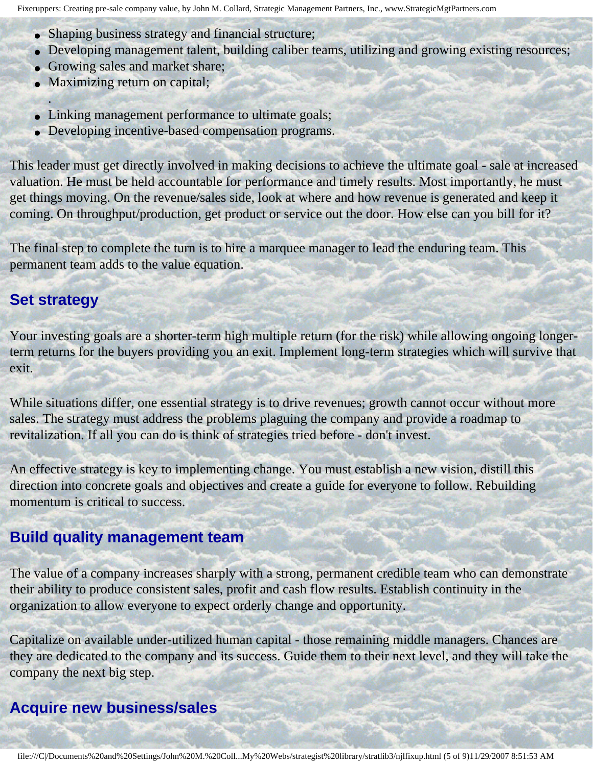- Shaping business strategy and financial structure;
- Developing management talent, building caliber teams, utilizing and growing existing resources;
- Growing sales and market share;
- Maximizing return on capital;
- Linking management performance to ultimate goals;
- Developing incentive-based compensation programs.

This leader must get directly involved in making decisions to achieve the ultimate goal - sale at increased valuation. He must be held accountable for performance and timely results. Most importantly, he must get things moving. On the revenue/sales side, look at where and how revenue is generated and keep it coming. On throughput/production, get product or service out the door. How else can you bill for it?

The final step to complete the turn is to hire a marquee manager to lead the enduring team. This permanent team adds to the value equation.

## Set strategy

Your investing goals are a shorter-term high multiple return (for the risk) while allowing ongoing longer-term returns for the buyers providing you an exit. Implement long-term strategies which will survive that exit.

While situations differ, one essential strategy is to drive revenues; growth cannot occur without more sales. The strategy must address the problems plaguing the company and provide a roadmap to revitalization. If all you can do is think of strategies tried before - don't invest.

An effective strategy is key to implementing change. You must establish a new vision, distill this direction into concrete goals and objectives and create a guide for everyone to follow. Rebuilding momentum is critical to success.

## Build quality management team

The value of a company increases sharply with a strong, permanent credible team who can demonstrate their ability to produce consistent sales, profit and cash flow results. Establish continuity in the organization to allow everyone to expect orderly change and opportunity.

Capitalize on available under-utilized human capital - those remaining middle managers. Chances are they are dedicated to the company and its success. Guide them to their next level, and they will take the company the next big step.

## Acquire new business/sales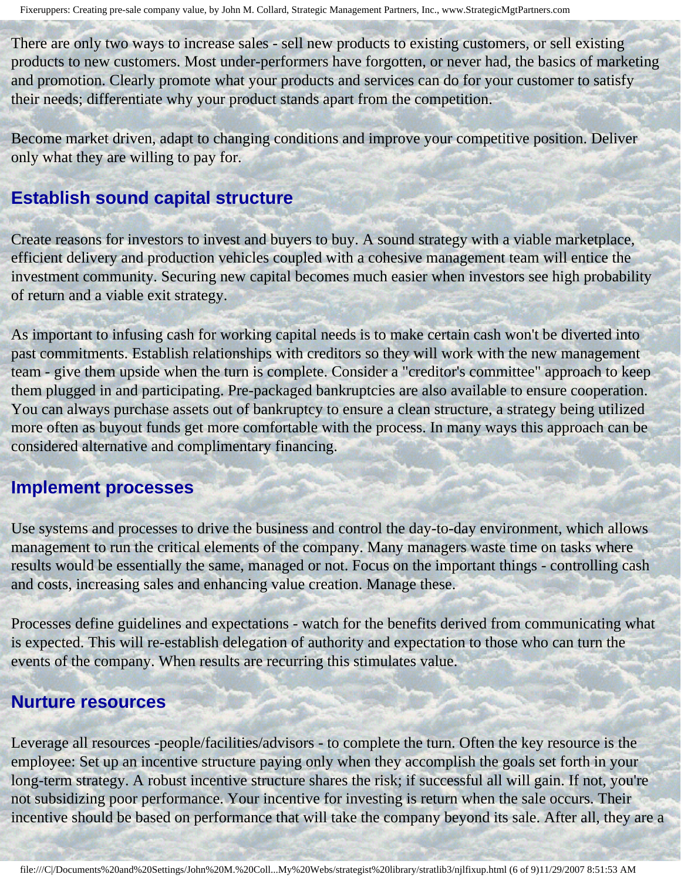There are only two ways to increase sales - sell new products to existing customers, or sell existing products to new customers. Most under-performers have forgotten, or never had, the basics of marketing and promotion. Clearly promote what your products and services can do for your customer to satisfy their needs; differentiate why your product stands apart from the competition.

Become market driven, adapt to changing conditions and improve your competitive position. Deliver only what they are willing to pay for.

## Establish sound capital structure

Create reasons for investors to invest and buyers to buy. A sound strategy with a viable marketplace, efficient delivery and production vehicles coupled with a cohesive management team will entice the investment community. Securing new capital becomes much easier when investors see high probability of return and a viable exit strategy.

As important to infusing cash for working capital needs is to make certain cash won't be diverted into past commitments. Establish relationships with creditors so they will work with the new management team - give them upside when the turn is complete. Consider a "creditor's committee" approach to keep them plugged in and participating. Pre-packaged bankruptcies are also available to ensure cooperation. You can always purchase assets out of bankruptcy to ensure a clean structure, a strategy being utilized more often as buyout funds get more comfortable with the process. In many ways this approach can be considered alternative and complimentary financing.

## Implement processes

Use systems and processes to drive the business and control the day-to-day environment, which allows management to run the critical elements of the company. Many managers waste time on tasks where results would be essentially the same, managed or not. Focus on the important things - controlling cash and costs, increasing sales and enhancing value creation. Manage these.

Processes define guidelines and expectations - watch for the benefits derived from communicating what is expected. This will re-establish delegation of authority and expectation to those who can turn the events of the company. When results are recurring this stimulates value.

## Nurture resources

Leverage all resources -people/facilities/advisors - to complete the turn. Often the key resource is the employee: Set up an incentive structure paying only when they accomplish the goals set forth in your long-term strategy. A robust incentive structure shares the risk; if successful all will gain. If not, you're not subsidizing poor performance. Your incentive for investing is return when the sale occurs. Their incentive should be based on performance that will take the company beyond its sale. After all, they are a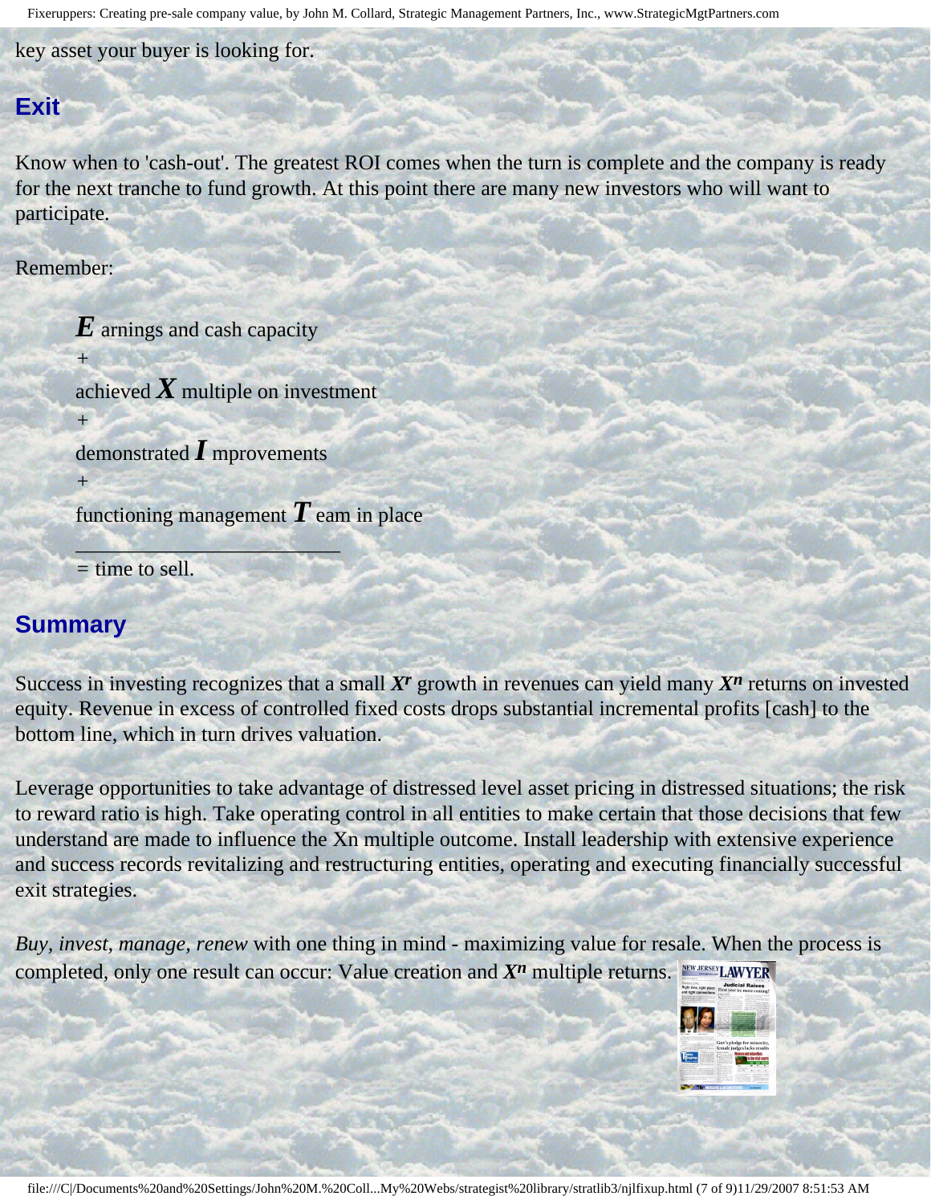key asset your buyer is looking for.

## Exit

Know when to 'cash-out'. The greatest ROI comes when the turn is complete and the company is ready for the next tranche to fund growth. At this point there are many new investors who will want to participate.

Remember:

> ***E*** arnings and cash capacity
> +
> achieved ***X*** multiple on investment
> +
> demonstrated ***I*** mprovements
> +
> functioning management ***T*** eam in place
> ___________________________
> = time to sell.

## Summary

Success in investing recognizes that a small $X^r$ growth in revenues can yield many $X^n$ returns on invested equity. Revenue in excess of controlled fixed costs drops substantial incremental profits [cash] to the bottom line, which in turn drives valuation.

Leverage opportunities to take advantage of distressed level asset pricing in distressed situations; the risk to reward ratio is high. Take operating control in all entities to make certain that those decisions that few understand are made to influence the Xn multiple outcome. Install leadership with extensive experience and success records revitalizing and restructuring entities, operating and executing financially successful exit strategies.

*Buy, invest, manage, renew* with one thing in mind - maximizing value for resale. When the process is completed, only one result can occur: Value creation and $X^n$ multiple returns.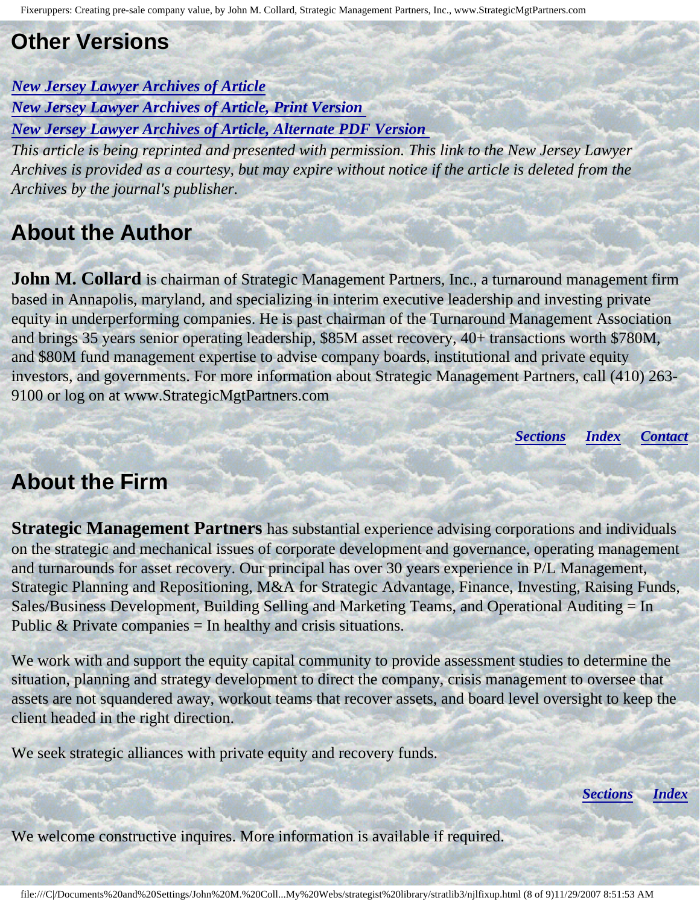## Other Versions

*[New Jersey Lawyer Archives of Article](#)*
*[New Jersey Lawyer Archives of Article, Print Version](#)*
*[New Jersey Lawyer Archives of Article, Alternate PDF Version](#)*
*This article is being reprinted and presented with permission. This link to the New Jersey Lawyer Archives is provided as a courtesy, but may expire without notice if the article is deleted from the Archives by the journal's publisher.*

## About the Author

**John M. Collard** is chairman of Strategic Management Partners, Inc., a turnaround management firm based in Annapolis, maryland, and specializing in interim executive leadership and investing private equity in underperforming companies. He is past chairman of the Turnaround Management Association and brings 35 years senior operating leadership, $85M asset recovery, 40+ transactions worth $780M, and $80M fund management expertise to advise company boards, institutional and private equity investors, and governments. For more information about Strategic Management Partners, call (410) 263-9100 or log on at www.StrategicMgtPartners.com

*Sections* *Index* *Contact*

## About the Firm

**Strategic Management Partners** has substantial experience advising corporations and individuals on the strategic and mechanical issues of corporate development and governance, operating management and turnarounds for asset recovery. Our principal has over 30 years experience in P/L Management, Strategic Planning and Repositioning, M&A for Strategic Advantage, Finance, Investing, Raising Funds, Sales/Business Development, Building Selling and Marketing Teams, and Operational Auditing = In Public & Private companies = In healthy and crisis situations.

We work with and support the equity capital community to provide assessment studies to determine the situation, planning and strategy development to direct the company, crisis management to oversee that assets are not squandered away, workout teams that recover assets, and board level oversight to keep the client headed in the right direction.

We seek strategic alliances with private equity and recovery funds.

*Sections* *Index*

We welcome constructive inquires. More information is available if required.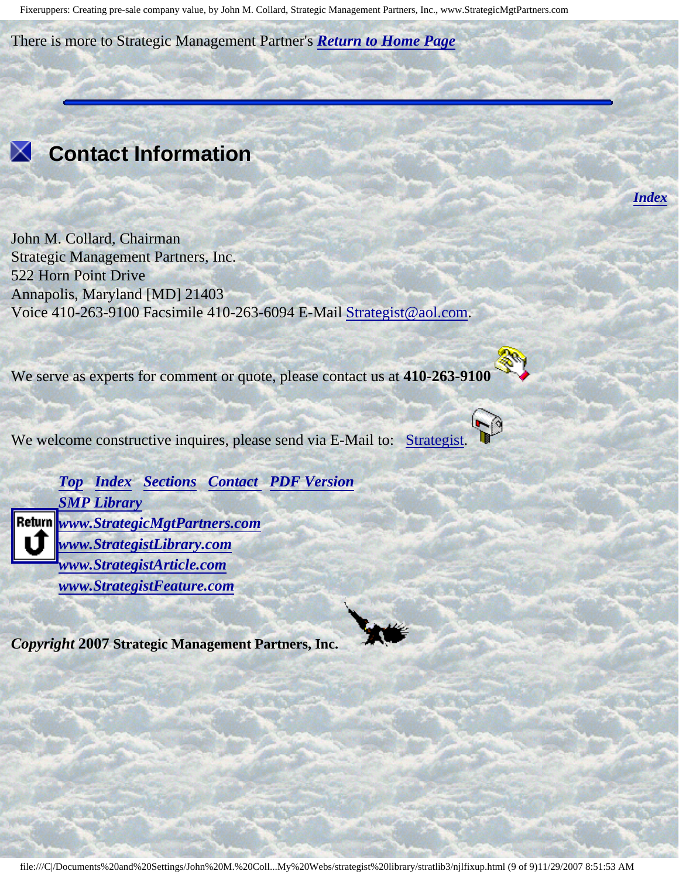There is more to Strategic Management Partner's ***Return to Home Page***

## Contact Information

***Index***

John M. Collard, Chairman
Strategic Management Partners, Inc.
522 Horn Point Drive
Annapolis, Maryland [MD] 21403
Voice 410-263-9100 Facsimile 410-263-6094 E-Mail Strategist@aol.com.

We serve as experts for comment or quote, please contact us at **410-263-9100**

We welcome constructive inquires, please send via E-Mail to: Strategist.

***Top*** ***Index*** ***Sections*** ***Contact*** ***PDF Version***
***SMP Library***
***www.StrategicMgtPartners.com***
***www.StrategistLibrary.com***
***www.StrategistArticle.com***
***www.StrategistFeature.com***

*Copyright* **2007 Strategic Management Partners, Inc.**